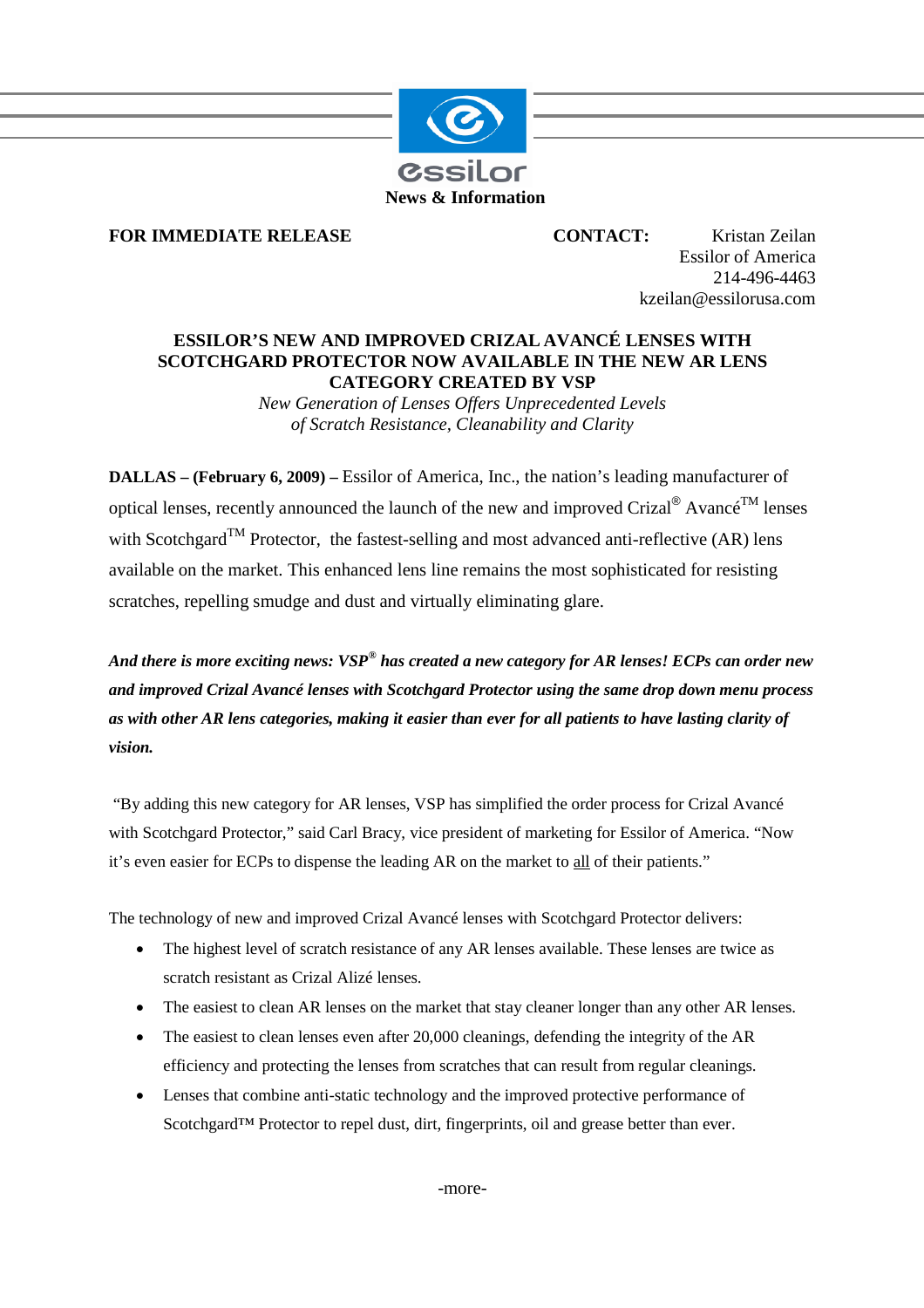essilor

**News & Information**

**FOR IMMEDIATE RELEASE**

**CONTACT:** Kristan Zeilan
Essilor of America
214-496-4463
kzeilan@essilorusa.com

# ESSILOR'S NEW AND IMPROVED CRIZAL AVANCÉ LENSES WITH SCOTCHGARD PROTECTOR NOW AVAILABLE IN THE NEW AR LENS CATEGORY CREATED BY VSP

*New Generation of Lenses Offers Unprecedented Levels of Scratch Resistance, Cleanability and Clarity*

**DALLAS – (February 6, 2009) –** Essilor of America, Inc., the nation's leading manufacturer of optical lenses, recently announced the launch of the new and improved Crizal® Avancé™ lenses with Scotchgard™ Protector, the fastest-selling and most advanced anti-reflective (AR) lens available on the market. This enhanced lens line remains the most sophisticated for resisting scratches, repelling smudge and dust and virtually eliminating glare.

***And there is more exciting news: VSP® has created a new category for AR lenses! ECPs can order new and improved Crizal Avancé lenses with Scotchgard Protector using the same drop down menu process as with other AR lens categories, making it easier than ever for all patients to have lasting clarity of vision.***

"By adding this new category for AR lenses, VSP has simplified the order process for Crizal Avancé with Scotchgard Protector," said Carl Bracy, vice president of marketing for Essilor of America. "Now it's even easier for ECPs to dispense the leading AR on the market to all of their patients."

The technology of new and improved Crizal Avancé lenses with Scotchgard Protector delivers:

- The highest level of scratch resistance of any AR lenses available. These lenses are twice as scratch resistant as Crizal Alizé lenses.
- The easiest to clean AR lenses on the market that stay cleaner longer than any other AR lenses.
- The easiest to clean lenses even after 20,000 cleanings, defending the integrity of the AR efficiency and protecting the lenses from scratches that can result from regular cleanings.
- Lenses that combine anti-static technology and the improved protective performance of Scotchgard™ Protector to repel dust, dirt, fingerprints, oil and grease better than ever.

-more-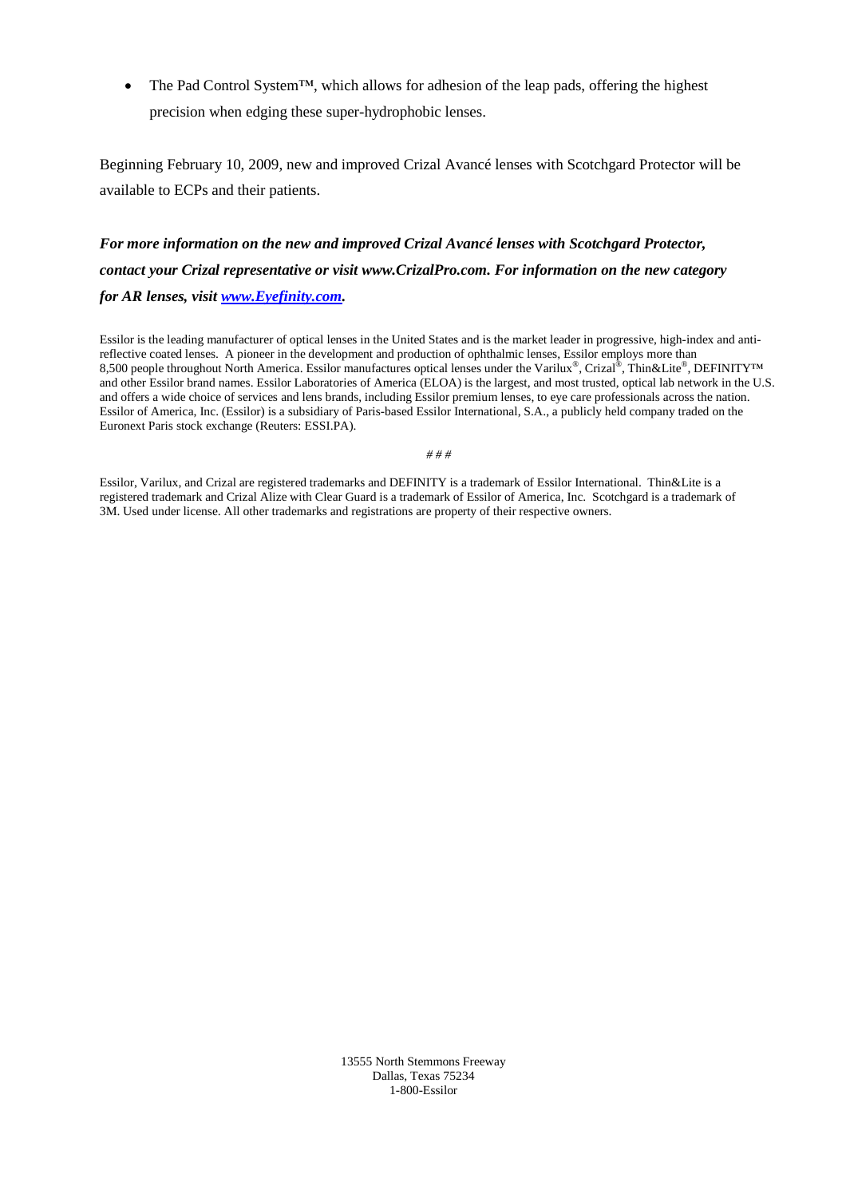- The Pad Control System™, which allows for adhesion of the leap pads, offering the highest precision when edging these super-hydrophobic lenses.

Beginning February 10, 2009, new and improved Crizal Avancé lenses with Scotchgard Protector will be available to ECPs and their patients.

***For more information on the new and improved Crizal Avancé lenses with Scotchgard Protector, contact your Crizal representative or visit www.CrizalPro.com. For information on the new category for AR lenses, visit [www.Eyefinity.com](http://www.Eyefinity.com).***

Essilor is the leading manufacturer of optical lenses in the United States and is the market leader in progressive, high-index and anti-reflective coated lenses. A pioneer in the development and production of ophthalmic lenses, Essilor employs more than 8,500 people throughout North America. Essilor manufactures optical lenses under the Varilux®, Crizal®, Thin&Lite®, DEFINITY™ and other Essilor brand names. Essilor Laboratories of America (ELOA) is the largest, and most trusted, optical lab network in the U.S. and offers a wide choice of services and lens brands, including Essilor premium lenses, to eye care professionals across the nation. Essilor of America, Inc. (Essilor) is a subsidiary of Paris-based Essilor International, S.A., a publicly held company traded on the Euronext Paris stock exchange (Reuters: ESSI.PA).

# # #

Essilor, Varilux, and Crizal are registered trademarks and DEFINITY is a trademark of Essilor International. Thin&Lite is a registered trademark and Crizal Alize with Clear Guard is a trademark of Essilor of America, Inc. Scotchgard is a trademark of 3M. Used under license. All other trademarks and registrations are property of their respective owners.

13555 North Stemmons Freeway
Dallas, Texas 75234
1-800-Essilor